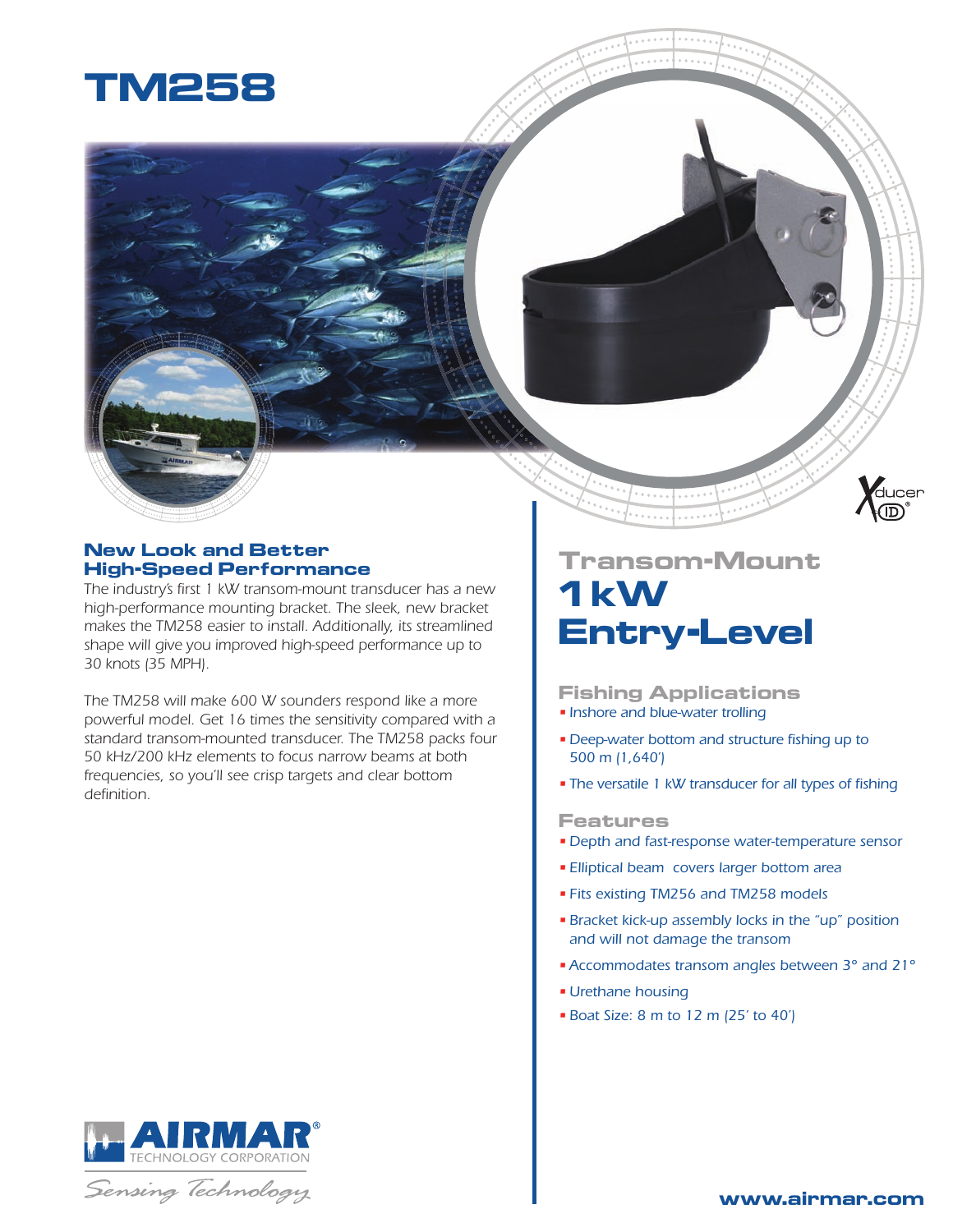# TM258

## New Look and Better High-Speed Performance

*The industry's first 1 kW transom-mount transducer has a new high-performance mounting bracket. The sleek, new bracket makes the TM258 easier to install. Additionally, its streamlined shape will give you improved high-speed performance up to 30 knots (35 MPH).*

*The TM258 will make 600 W sounders respond like a more powerful model. Get 16 times the sensitivity compared with a standard transom-mounted transducer. The TM258 packs four 50 kHz/200 kHz elements to focus narrow beams at both frequencies, so you'll see crisp targets and clear bottom definition.*

## Transom-Mount

# 1 kW Entry-Level

### Fishing Applications

- Inshore and blue-water trolling
- Deep-water bottom and structure fishing up to 500 m (1,640')
- The versatile 1 kW transducer for all types of fishing

### Features

- Depth and fast-response water-temperature sensor
- Elliptical beam covers larger bottom area
- Fits existing TM256 and TM258 models
- Bracket kick-up assembly locks in the "up" position and will not damage the transom
- Accommodates transom angles between 3° and 21°
- Urethane housing
- Boat Size: 8 m to 12 m (25' to 40')

AIRMAR® TECHNOLOGY CORPORATION

*Sensing Technology*

www.airmar.com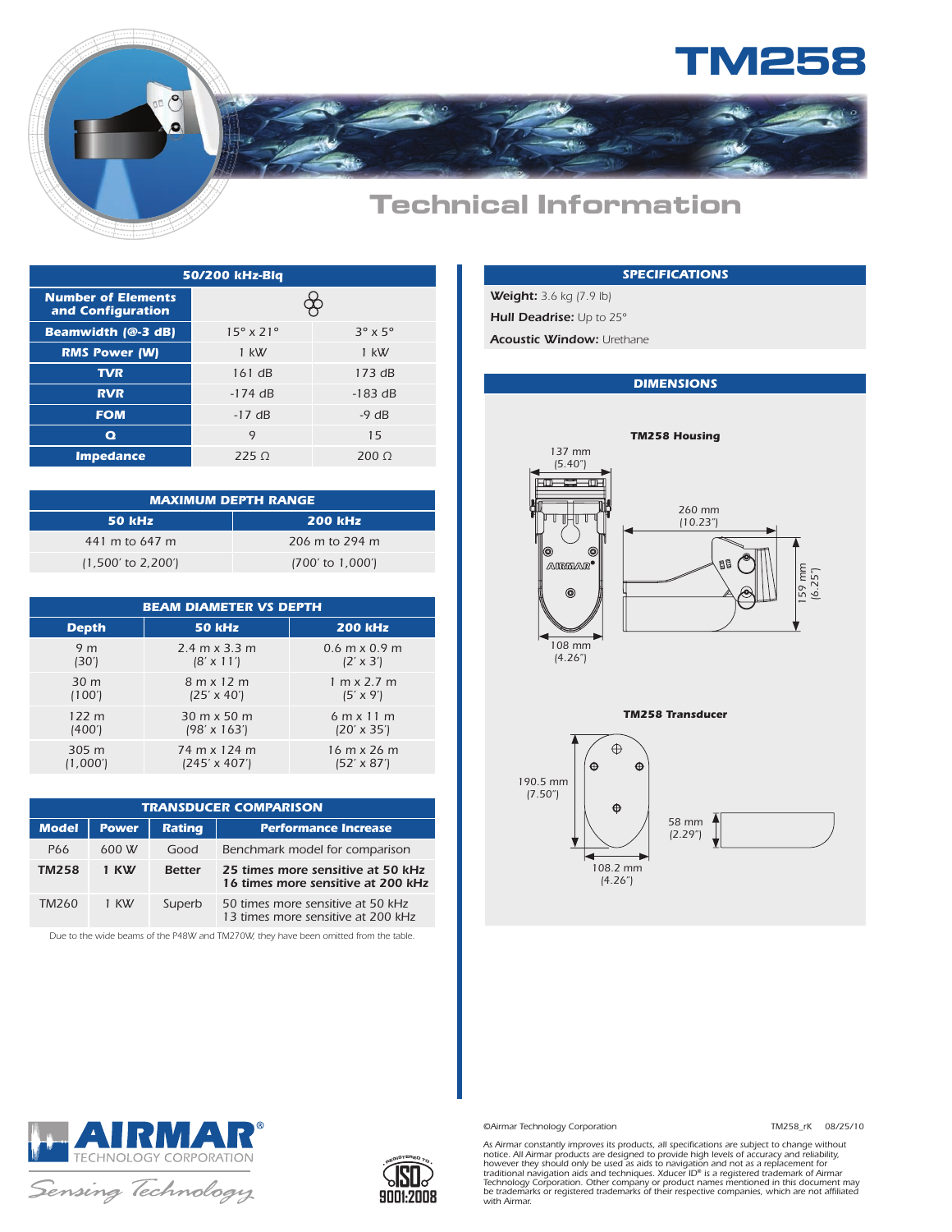# TM258

## Technical Information

| 50/200 kHz-Blq | | |
|---|---|---|
| Number of Elements and Configuration | ꙮ | |
| Beamwidth (@-3 dB) | 15° x 21° | 3° x 5° |
| RMS Power (W) | 1 kW | 1 kW |
| TVR | 161 dB | 173 dB |
| RVR | -174 dB | -183 dB |
| FOM | -17 dB | -9 dB |
| Q | 9 | 15 |
| Impedance | 225 Ω | 200 Ω |

| MAXIMUM DEPTH RANGE | |
|---|---|
| 50 kHz | 200 kHz |
| 441 m to 647 m | 206 m to 294 m |
| (1,500' to 2,200') | (700' to 1,000') |

| BEAM DIAMETER VS DEPTH | | |
|---|---|---|
| Depth | 50 kHz | 200 kHz |
| 9 m (30') | 2.4 m x 3.3 m (8' x 11') | 0.6 m x 0.9 m (2' x 3') |
| 30 m (100') | 8 m x 12 m (25' x 40') | 1 m x 2.7 m (5' x 9') |
| 122 m (400') | 30 m x 50 m (98' x 163') | 6 m x 11 m (20' x 35') |
| 305 m (1,000') | 74 m x 124 m (245' x 407') | 16 m x 26 m (52' x 87') |

| TRANSDUCER COMPARISON | | | |
|---|---|---|---|
| Model | Power | Rating | Performance Increase |
| P66 | 600 W | Good | Benchmark model for comparison |
| **TM258** | **1 KW** | **Better** | **25 times more sensitive at 50 kHz 16 times more sensitive at 200 kHz** |
| TM260 | 1 KW | Superb | 50 times more sensitive at 50 kHz 13 times more sensitive at 200 kHz |

Due to the wide beams of the P48W and TM270W, they have been omitted from the table.

### SPECIFICATIONS

**Weight:** 3.6 kg (7.9 lb)

**Hull Deadrise:** Up to 25°

**Acoustic Window:** Urethane

### DIMENSIONS

**TM258 Housing**

137 mm (5.40")

260 mm (10.23")

159 mm (6.25")

108 mm (4.26")

**TM258 Transducer**

190.5 mm (7.50")

58 mm (2.29")

108.2 mm (4.26")

AIRMAR® TECHNOLOGY CORPORATION

Sensing Technology

REGISTERED TO ISO 9001:2008

©Airmar Technology Corporation

TM258_rK 08/25/10

As Airmar constantly improves its products, all specifications are subject to change without notice. All Airmar products are designed to provide high levels of accuracy and reliability, however they should only be used as aids to navigation and not as a replacement for traditional navigation aids and techniques. Xducer ID® is a registered trademark of Airmar Technology Corporation. Other company or product names mentioned in this document may be trademarks or registered trademarks of their respective companies, which are not affiliated with Airmar.